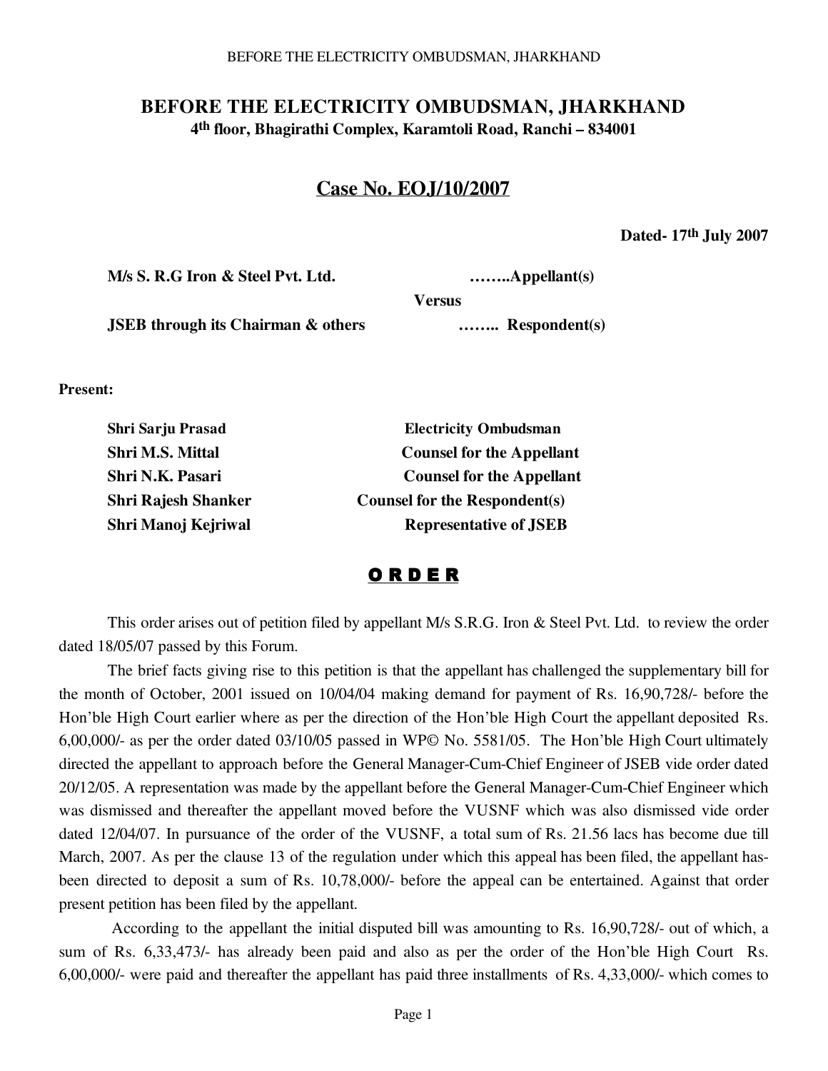# BEFORE THE ELECTRICITY OMBUDSMAN, JHARKHAND

**4th floor, Bhagirathi Complex, Karamtoli Road, Ranchi – 834001**

## Case No. EOJ/10/2007

**Dated- 17th July 2007**

**M/s S. R.G Iron & Steel Pvt. Ltd.** ……..**Appellant(s)**

**Versus**

**JSEB through its Chairman & others** …….. **Respondent(s)**

**Present:**

| | |
|---|---|
| **Shri Sarju Prasad** | **Electricity Ombudsman** |
| **Shri M.S. Mittal** | **Counsel for the Appellant** |
| **Shri N.K. Pasari** | **Counsel for the Appellant** |
| **Shri Rajesh Shanker** | **Counsel for the Respondent(s)** |
| **Shri Manoj Kejriwal** | **Representative of JSEB** |

## O R D E R

This order arises out of petition filed by appellant M/s S.R.G. Iron & Steel Pvt. Ltd. to review the order dated 18/05/07 passed by this Forum.

The brief facts giving rise to this petition is that the appellant has challenged the supplementary bill for the month of October, 2001 issued on 10/04/04 making demand for payment of Rs. 16,90,728/- before the Hon'ble High Court earlier where as per the direction of the Hon'ble High Court the appellant deposited Rs. 6,00,000/- as per the order dated 03/10/05 passed in WP© No. 5581/05. The Hon'ble High Court ultimately directed the appellant to approach before the General Manager-Cum-Chief Engineer of JSEB vide order dated 20/12/05. A representation was made by the appellant before the General Manager-Cum-Chief Engineer which was dismissed and thereafter the appellant moved before the VUSNF which was also dismissed vide order dated 12/04/07. In pursuance of the order of the VUSNF, a total sum of Rs. 21.56 lacs has become due till March, 2007. As per the clause 13 of the regulation under which this appeal has been filed, the appellant has-been directed to deposit a sum of Rs. 10,78,000/- before the appeal can be entertained. Against that order present petition has been filed by the appellant.

According to the appellant the initial disputed bill was amounting to Rs. 16,90,728/- out of which, a sum of Rs. 6,33,473/- has already been paid and also as per the order of the Hon'ble High Court Rs. 6,00,000/- were paid and thereafter the appellant has paid three installments of Rs. 4,33,000/- which comes to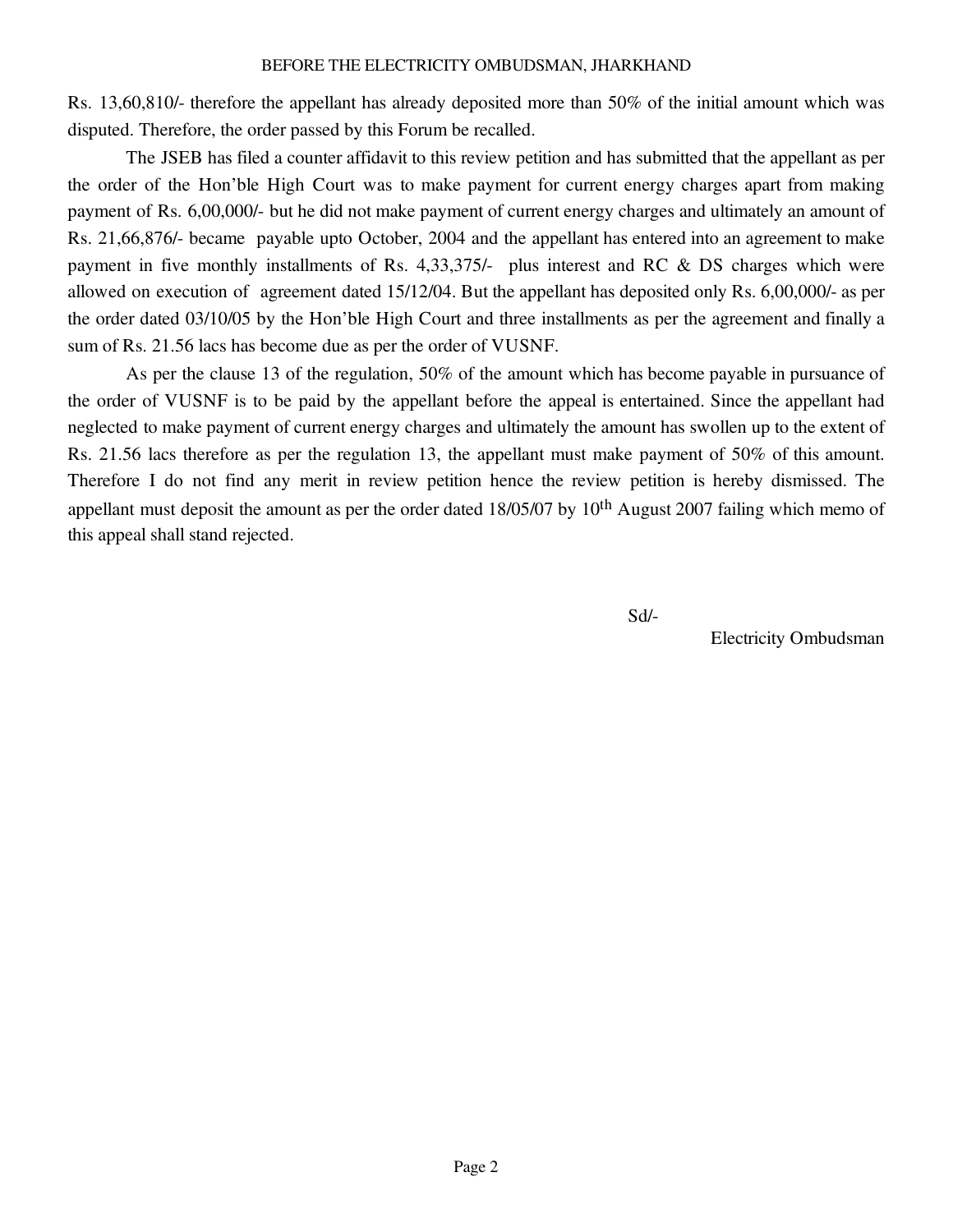Rs. 13,60,810/- therefore the appellant has already deposited more than 50% of the initial amount which was disputed. Therefore, the order passed by this Forum be recalled.

The JSEB has filed a counter affidavit to this review petition and has submitted that the appellant as per the order of the Hon'ble High Court was to make payment for current energy charges apart from making payment of Rs. 6,00,000/- but he did not make payment of current energy charges and ultimately an amount of Rs. 21,66,876/- became payable upto October, 2004 and the appellant has entered into an agreement to make payment in five monthly installments of Rs. 4,33,375/- plus interest and RC & DS charges which were allowed on execution of agreement dated 15/12/04. But the appellant has deposited only Rs. 6,00,000/- as per the order dated 03/10/05 by the Hon'ble High Court and three installments as per the agreement and finally a sum of Rs. 21.56 lacs has become due as per the order of VUSNF.

As per the clause 13 of the regulation, 50% of the amount which has become payable in pursuance of the order of VUSNF is to be paid by the appellant before the appeal is entertained. Since the appellant had neglected to make payment of current energy charges and ultimately the amount has swollen up to the extent of Rs. 21.56 lacs therefore as per the regulation 13, the appellant must make payment of 50% of this amount. Therefore I do not find any merit in review petition hence the review petition is hereby dismissed. The appellant must deposit the amount as per the order dated 18/05/07 by 10th August 2007 failing which memo of this appeal shall stand rejected.

Sd/-

Electricity Ombudsman